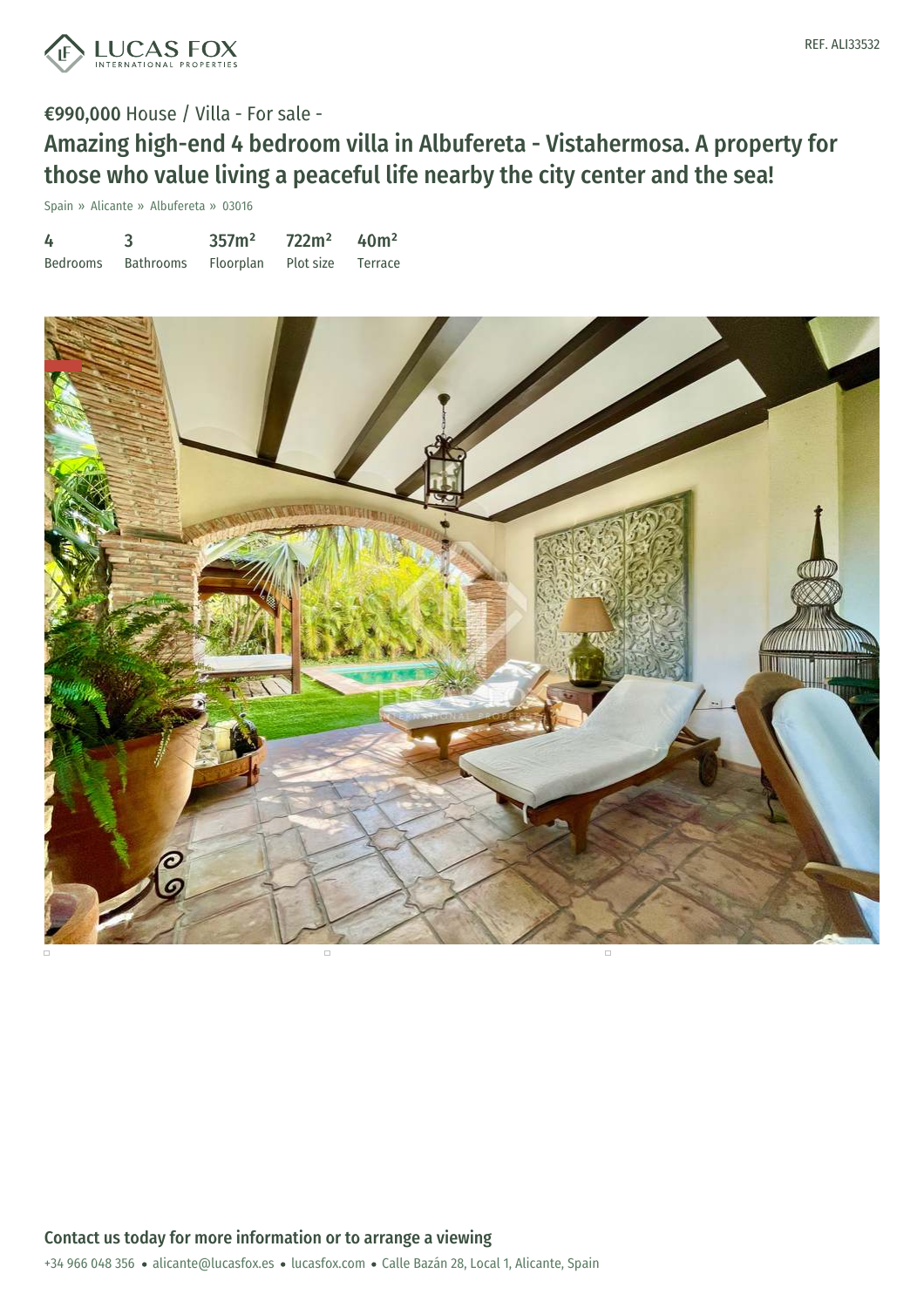REF. ALI33532

**€990,000** House / Villa - For sale -

# Amazing high-end 4 bedroom villa in Albufereta - Vistahermosa. A property for those who value living a peaceful life nearby the city center and the sea!

Spain » Alicante » Albufereta » 03016

| 4 | 3 | 357m² | 722m² | 40m² |
|---|---|---|---|---|
| Bedrooms | Bathrooms | Floorplan | Plot size | Terrace |

## Contact us today for more information or to arrange a viewing

+34 966 048 356 • alicante@lucasfox.es • lucasfox.com • Calle Bazán 28, Local 1, Alicante, Spain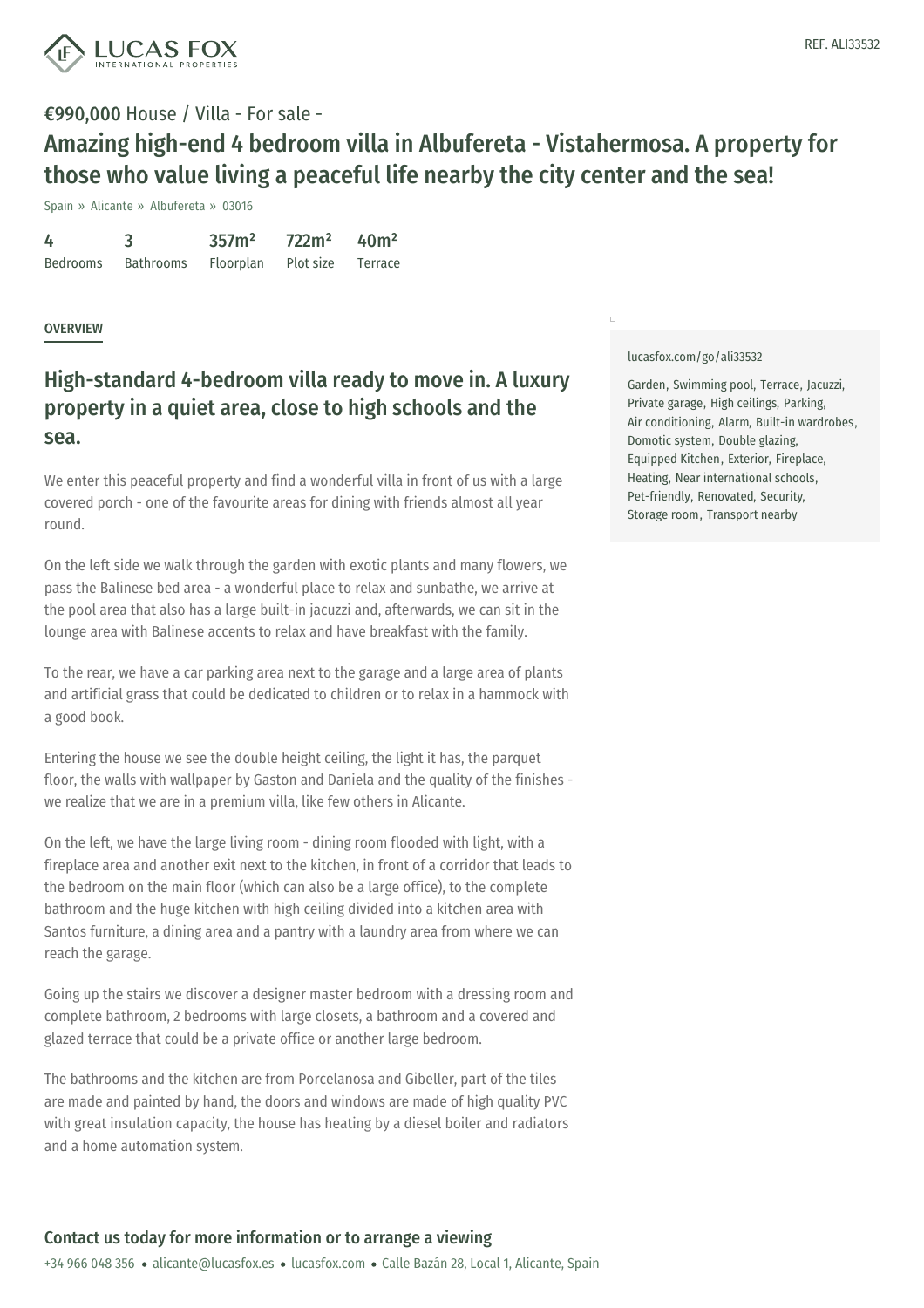REF. ALI33532

**€990,000** House / Villa - For sale -

# Amazing high-end 4 bedroom villa in Albufereta - Vistahermosa. A property for those who value living a peaceful life nearby the city center and the sea!

Spain » Alicante » Albufereta » 03016

| 4 | 3 | 357m² | 722m² | 40m² |
|---|---|---|---|---|
| Bedrooms | Bathrooms | Floorplan | Plot size | Terrace |

## OVERVIEW

## High-standard 4-bedroom villa ready to move in. A luxury property in a quiet area, close to high schools and the sea.

We enter this peaceful property and find a wonderful villa in front of us with a large covered porch - one of the favourite areas for dining with friends almost all year round.

On the left side we walk through the garden with exotic plants and many flowers, we pass the Balinese bed area - a wonderful place to relax and sunbathe, we arrive at the pool area that also has a large built-in jacuzzi and, afterwards, we can sit in the lounge area with Balinese accents to relax and have breakfast with the family.

To the rear, we have a car parking area next to the garage and a large area of plants and artificial grass that could be dedicated to children or to relax in a hammock with a good book.

Entering the house we see the double height ceiling, the light it has, the parquet floor, the walls with wallpaper by Gaston and Daniela and the quality of the finishes - we realize that we are in a premium villa, like few others in Alicante.

On the left, we have the large living room - dining room flooded with light, with a fireplace area and another exit next to the kitchen, in front of a corridor that leads to the bedroom on the main floor (which can also be a large office), to the complete bathroom and the huge kitchen with high ceiling divided into a kitchen area with Santos furniture, a dining area and a pantry with a laundry area from where we can reach the garage.

Going up the stairs we discover a designer master bedroom with a dressing room and complete bathroom, 2 bedrooms with large closets, a bathroom and a covered and glazed terrace that could be a private office or another large bedroom.

The bathrooms and the kitchen are from Porcelanosa and Gibeller, part of the tiles are made and painted by hand, the doors and windows are made of high quality PVC with great insulation capacity, the house has heating by a diesel boiler and radiators and a home automation system.

lucasfox.com/go/ali33532

Garden, Swimming pool, Terrace, Jacuzzi, Private garage, High ceilings, Parking, Air conditioning, Alarm, Built-in wardrobes, Domotic system, Double glazing, Equipped Kitchen, Exterior, Fireplace, Heating, Near international schools, Pet-friendly, Renovated, Security, Storage room, Transport nearby

**Contact us today for more information or to arrange a viewing**

+34 966 048 356 • alicante@lucasfox.es • lucasfox.com • Calle Bazán 28, Local 1, Alicante, Spain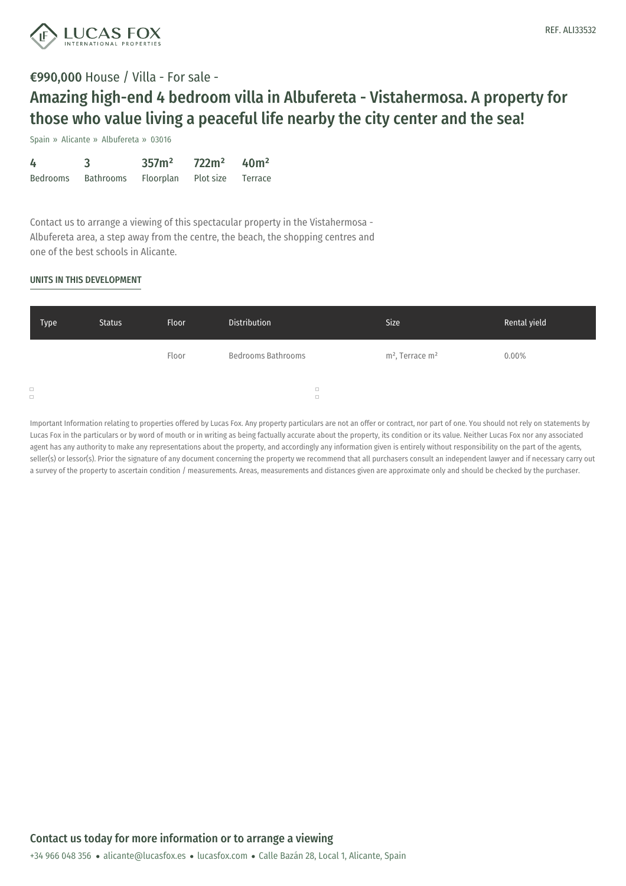REF. ALI33532

**€990,000** House / Villa - For sale -

# Amazing high-end 4 bedroom villa in Albufereta - Vistahermosa. A property for those who value living a peaceful life nearby the city center and the sea!

Spain » Alicante » Albufereta » 03016

| 4 | 3 | 357m² | 722m² | 40m² |
|---|---|---|---|---|
| Bedrooms | Bathrooms | Floorplan | Plot size | Terrace |

Contact us to arrange a viewing of this spectacular property in the Vistahermosa - Albufereta area, a step away from the centre, the beach, the shopping centres and one of the best schools in Alicante.

## UNITS IN THIS DEVELOPMENT

| Type | Status | Floor | Distribution | Size | Rental yield |
|---|---|---|---|---|---|
| | | Floor | Bedrooms Bathrooms | m², Terrace m² | 0.00% |

Important Information relating to properties offered by Lucas Fox. Any property particulars are not an offer or contract, nor part of one. You should not rely on statements by Lucas Fox in the particulars or by word of mouth or in writing as being factually accurate about the property, its condition or its value. Neither Lucas Fox nor any associated agent has any authority to make any representations about the property, and accordingly any information given is entirely without responsibility on the part of the agents, seller(s) or lessor(s). Prior the signature of any document concerning the property we recommend that all purchasers consult an independent lawyer and if necessary carry out a survey of the property to ascertain condition / measurements. Areas, measurements and distances given are approximate only and should be checked by the purchaser.

## Contact us today for more information or to arrange a viewing

+34 966 048 356 • alicante@lucasfox.es • lucasfox.com • Calle Bazán 28, Local 1, Alicante, Spain